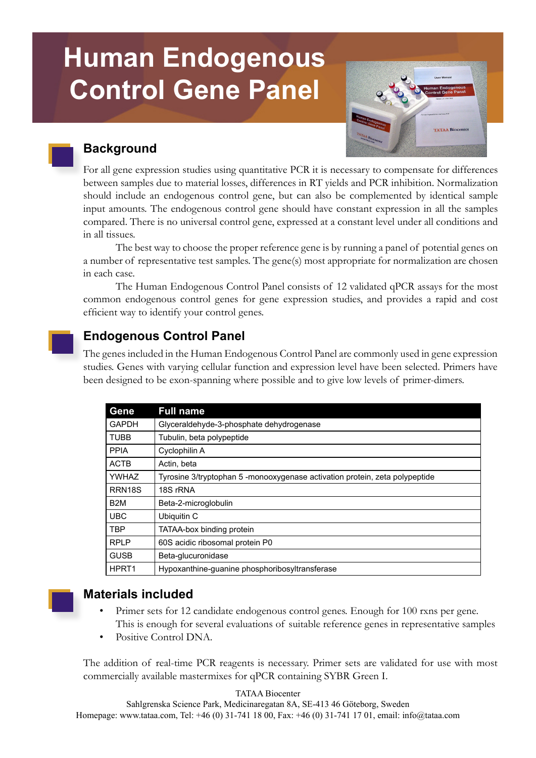# Human Endogenous Control Gene Panel

## Background

For all gene expression studies using quantitative PCR it is necessary to compensate for differences between samples due to material losses, differences in RT yields and PCR inhibition. Normalization should include an endogenous control gene, but can also be complemented by identical sample input amounts. The endogenous control gene should have constant expression in all the samples compared. There is no universal control gene, expressed at a constant level under all conditions and in all tissues.

The best way to choose the proper reference gene is by running a panel of potential genes on a number of representative test samples. The gene(s) most appropriate for normalization are chosen in each case.

The Human Endogenous Control Panel consists of 12 validated qPCR assays for the most common endogenous control genes for gene expression studies, and provides a rapid and cost efficient way to identify your control genes.

## Endogenous Control Panel

The genes included in the Human Endogenous Control Panel are commonly used in gene expression studies. Genes with varying cellular function and expression level have been selected. Primers have been designed to be exon-spanning where possible and to give low levels of primer-dimers.

| Gene | Full name |
|---|---|
| GAPDH | Glyceraldehyde-3-phosphate dehydrogenase |
| TUBB | Tubulin, beta polypeptide |
| PPIA | Cyclophilin A |
| ACTB | Actin, beta |
| YWHAZ | Tyrosine 3/tryptophan 5 -monooxygenase activation protein, zeta polypeptide |
| RRN18S | 18S rRNA |
| B2M | Beta-2-microglobulin |
| UBC | Ubiquitin C |
| TBP | TATAA-box binding protein |
| RPLP | 60S acidic ribosomal protein P0 |
| GUSB | Beta-glucuronidase |
| HPRT1 | Hypoxanthine-guanine phosphoribosyltransferase |

## Materials included

- Primer sets for 12 candidate endogenous control genes. Enough for 100 rxns per gene. This is enough for several evaluations of suitable reference genes in representative samples
- Positive Control DNA.

The addition of real-time PCR reagents is necessary. Primer sets are validated for use with most commercially available mastermixes for qPCR containing SYBR Green I.

TATAA Biocenter
Sahlgrenska Science Park, Medicinaregatan 8A, SE-413 46 Göteborg, Sweden
Homepage: www.tataa.com, Tel: +46 (0) 31-741 18 00, Fax: +46 (0) 31-741 17 01, email: info@tataa.com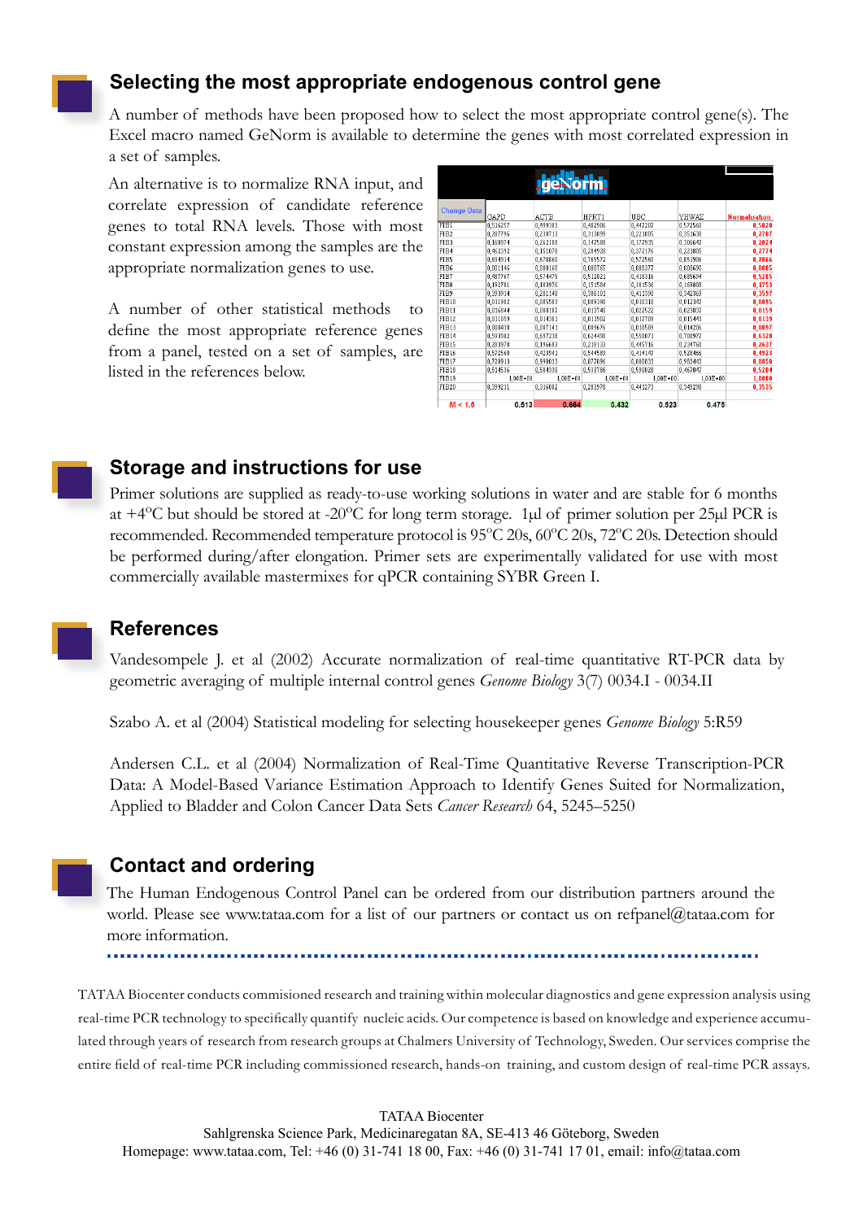## Selecting the most appropriate endogenous control gene

A number of methods have been proposed how to select the most appropriate control gene(s). The Excel macro named GeNorm is available to determine the genes with most correlated expression in a set of samples.

An alternative is to normalize RNA input, and correlate expression of candidate reference genes to total RNA levels. Those with most constant expression among the samples are the appropriate normalization genes to use.

A number of other statistical methods to define the most appropriate reference genes from a panel, tested on a set of samples, are listed in the references below.

geNorm

Change Data

| | GAPD | ACTB | HPRT1 | UBC | YHWAZ | Normalisation |
|---|---|---|---|---|---|---|
| FIB1 | 0,516257 | 0,499303 | 0,482906 | 0,447207 | 0,572560 | 0,5820 |
| FIB2 | 0,287796 | 0,218713 | 0,313899 | 0,221805 | 0,351630 | 0,2787 |
| FIB3 | 0,160974 | 0,262108 | 0,147588 | 0,177935 | 0,306647 | 0,2024 |
| FIB4 | 0,462392 | 0,151078 | 0,284928 | 0,372176 | 0,223805 | 0,2774 |
| FIB5 | 0,694914 | 0,673860 | 0,765572 | 0,572560 | 0,851906 | 0,7066 |
| FIB6 | 0,001146 | 0,000160 | 0,000765 | 0,000377 | 0,000690 | 0,0005 |
| FIB7 | 0,487767 | 0,574475 | 0,512821 | 0,418316 | 0,685694 | 0,5285 |
| FIB8 | 0,192701 | 0,113976 | 0,151584 | 0,181536 | 0,169808 | 0,1753 |
| FIB9 | 0,393914 | 0,281148 | 0,386103 | 0,413390 | 0,342369 | 0,3597 |
| FIB10 | 0,011902 | 0,005513 | 0,009390 | 0,010310 | 0,012347 | 0,0095 |
| FIB11 | 0,016844 | 0,008107 | 0,013740 | 0,022522 | 0,023037 | 0,0159 |
| FIB12 | 0,011059 | 0,014381 | 0,013902 | 0,012709 | 0,015443 | 0,0139 |
| FIB13 | 0,008438 | 0,007141 | 0,009676 | 0,010589 | 0,014206 | 0,0097 |
| FIB14 | 0,593902 | 0,687238 | 0,624490 | 0,550071 | 0,708977 | 0,6320 |
| FIB15 | 0,283978 | 0,196603 | 0,218133 | 0,445716 | 0,234760 | 0,2637 |
| FIB16 | 0,572560 | 0,428942 | 0,544589 | 0,414147 | 0,528466 | 0,4923 |
| FIB17 | 0,720913 | 0,390013 | 0,477896 | 0,800833 | 0,903443 | 0,6050 |
| FIB18 | 0,514536 | 0,504310 | 0,513786 | 0,590028 | 0,467047 | 0,5204 |
| FIB19 | 1,00E+00 | 1,00E+00 | 1,00E+00 | 1,00E+00 | 1,00E+00 | 1,0000 |
| FIB20 | 0,399211 | 0,316002 | 0,283978 | 0,442273 | 0,349298 | 0,3535 |
| M < 1.5 | 0.513 | 0.664 | 0.432 | 0.523 | 0.475 | |

## Storage and instructions for use

Primer solutions are supplied as ready-to-use working solutions in water and are stable for 6 months at +4°C but should be stored at -20°C for long term storage. 1µl of primer solution per 25µl PCR is recommended. Recommended temperature protocol is 95°C 20s, 60°C 20s, 72°C 20s. Detection should be performed during/after elongation. Primer sets are experimentally validated for use with most commercially available mastermixes for qPCR containing SYBR Green I.

## References

Vandesompele J. et al (2002) Accurate normalization of real-time quantitative RT-PCR data by geometric averaging of multiple internal control genes *Genome Biology* 3(7) 0034.I - 0034.II

Szabo A. et al (2004) Statistical modeling for selecting housekeeper genes *Genome Biology* 5:R59

Andersen C.L. et al (2004) Normalization of Real-Time Quantitative Reverse Transcription-PCR Data: A Model-Based Variance Estimation Approach to Identify Genes Suited for Normalization, Applied to Bladder and Colon Cancer Data Sets *Cancer Research* 64, 5245–5250

## Contact and ordering

The Human Endogenous Control Panel can be ordered from our distribution partners around the world. Please see www.tataa.com for a list of our partners or contact us on refpanel@tataa.com for more information.

TATAA Biocenter conducts commisioned research and training within molecular diagnostics and gene expression analysis using real-time PCR technology to specifically quantify nucleic acids. Our competence is based on knowledge and experience accumulated through years of research from research groups at Chalmers University of Technology, Sweden. Our services comprise the entire field of real-time PCR including commissioned research, hands-on training, and custom design of real-time PCR assays.

TATAA Biocenter
Sahlgrenska Science Park, Medicinaregatan 8A, SE-413 46 Göteborg, Sweden
Homepage: www.tataa.com, Tel: +46 (0) 31-741 18 00, Fax: +46 (0) 31-741 17 01, email: info@tataa.com